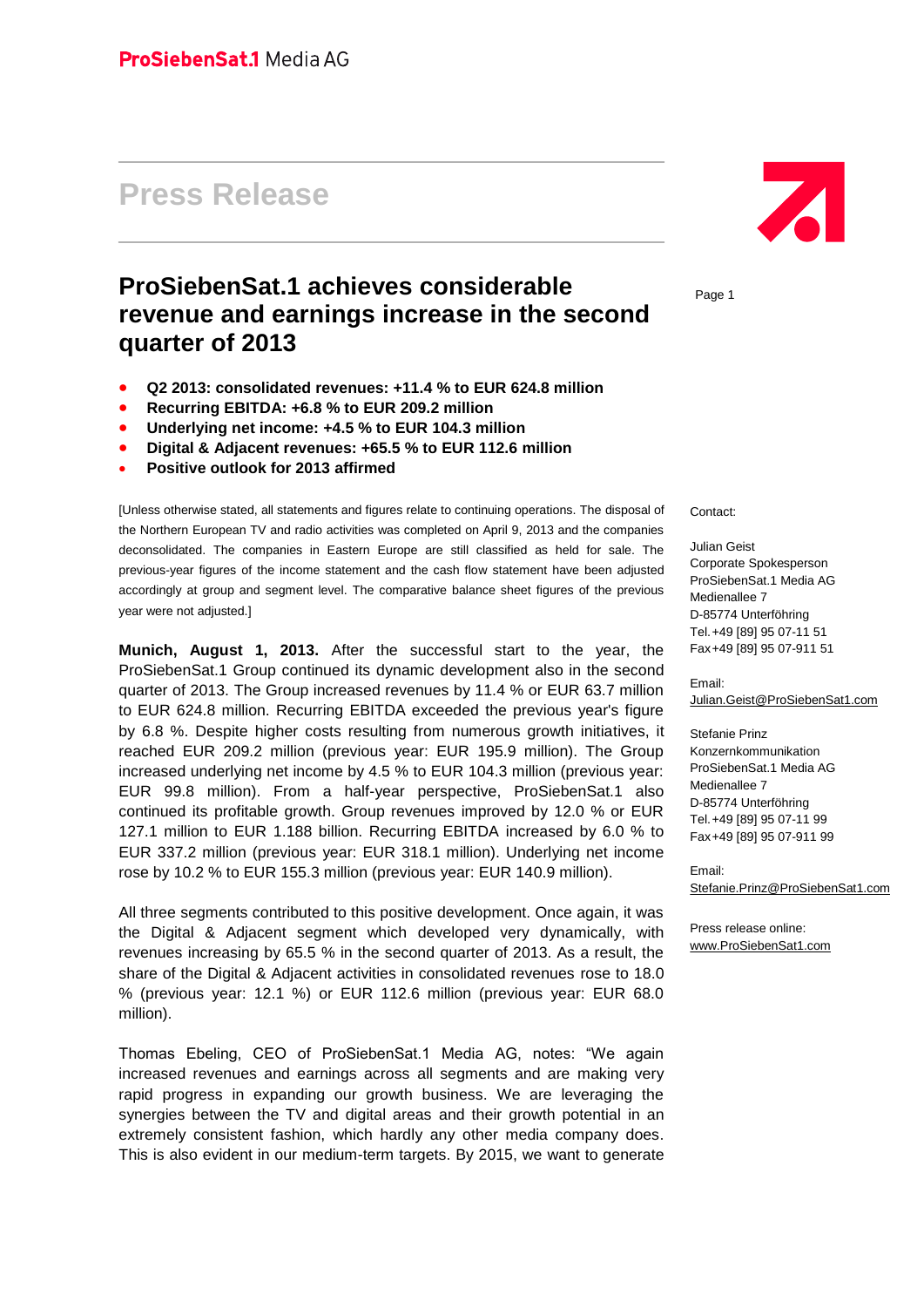ProSiebenSat.1 Media AG

# Press Release

## ProSiebenSat.1 achieves considerable revenue and earnings increase in the second quarter of 2013

- **Q2 2013: consolidated revenues: +11.4 % to EUR 624.8 million**
- **Recurring EBITDA: +6.8 % to EUR 209.2 million**
- **Underlying net income: +4.5 % to EUR 104.3 million**
- **Digital & Adjacent revenues: +65.5 % to EUR 112.6 million**
- **Positive outlook for 2013 affirmed**

[Unless otherwise stated, all statements and figures relate to continuing operations. The disposal of the Northern European TV and radio activities was completed on April 9, 2013 and the companies deconsolidated. The companies in Eastern Europe are still classified as held for sale. The previous-year figures of the income statement and the cash flow statement have been adjusted accordingly at group and segment level. The comparative balance sheet figures of the previous year were not adjusted.]

**Munich, August 1, 2013.** After the successful start to the year, the ProSiebenSat.1 Group continued its dynamic development also in the second quarter of 2013. The Group increased revenues by 11.4 % or EUR 63.7 million to EUR 624.8 million. Recurring EBITDA exceeded the previous year's figure by 6.8 %. Despite higher costs resulting from numerous growth initiatives, it reached EUR 209.2 million (previous year: EUR 195.9 million). The Group increased underlying net income by 4.5 % to EUR 104.3 million (previous year: EUR 99.8 million). From a half-year perspective, ProSiebenSat.1 also continued its profitable growth. Group revenues improved by 12.0 % or EUR 127.1 million to EUR 1.188 billion. Recurring EBITDA increased by 6.0 % to EUR 337.2 million (previous year: EUR 318.1 million). Underlying net income rose by 10.2 % to EUR 155.3 million (previous year: EUR 140.9 million).

All three segments contributed to this positive development. Once again, it was the Digital & Adjacent segment which developed very dynamically, with revenues increasing by 65.5 % in the second quarter of 2013. As a result, the share of the Digital & Adjacent activities in consolidated revenues rose to 18.0 % (previous year: 12.1 %) or EUR 112.6 million (previous year: EUR 68.0 million).

Thomas Ebeling, CEO of ProSiebenSat.1 Media AG, notes: "We again increased revenues and earnings across all segments and are making very rapid progress in expanding our growth business. We are leveraging the synergies between the TV and digital areas and their growth potential in an extremely consistent fashion, which hardly any other media company does. This is also evident in our medium-term targets. By 2015, we want to generate

Contact:

Julian Geist
Corporate Spokesperson
ProSiebenSat.1 Media AG
Medienallee 7
D-85774 Unterföhring
Tel. +49 [89] 95 07-11 51
Fax +49 [89] 95 07-911 51

Email:
Julian.Geist@ProSiebenSat1.com

Stefanie Prinz
Konzernkommunikation
ProSiebenSat.1 Media AG
Medienallee 7
D-85774 Unterföhring
Tel. +49 [89] 95 07-11 99
Fax +49 [89] 95 07-911 99

Email:
Stefanie.Prinz@ProSiebenSat1.com

Press release online:
www.ProSiebenSat1.com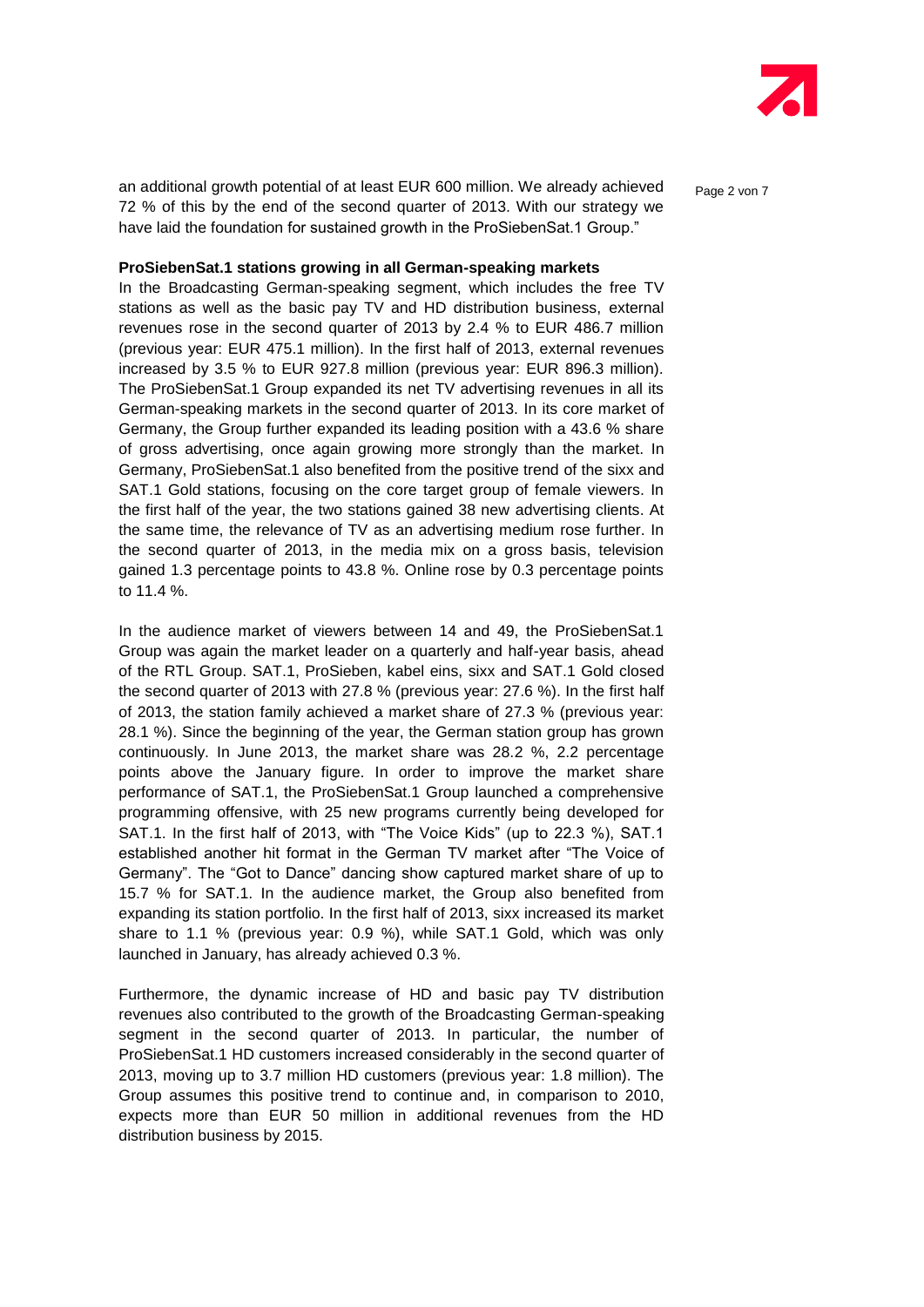an additional growth potential of at least EUR 600 million. We already achieved 72 % of this by the end of the second quarter of 2013. With our strategy we have laid the foundation for sustained growth in the ProSiebenSat.1 Group."

**ProSiebenSat.1 stations growing in all German-speaking markets**

In the Broadcasting German-speaking segment, which includes the free TV stations as well as the basic pay TV and HD distribution business, external revenues rose in the second quarter of 2013 by 2.4 % to EUR 486.7 million (previous year: EUR 475.1 million). In the first half of 2013, external revenues increased by 3.5 % to EUR 927.8 million (previous year: EUR 896.3 million). The ProSiebenSat.1 Group expanded its net TV advertising revenues in all its German-speaking markets in the second quarter of 2013. In its core market of Germany, the Group further expanded its leading position with a 43.6 % share of gross advertising, once again growing more strongly than the market. In Germany, ProSiebenSat.1 also benefited from the positive trend of the sixx and SAT.1 Gold stations, focusing on the core target group of female viewers. In the first half of the year, the two stations gained 38 new advertising clients. At the same time, the relevance of TV as an advertising medium rose further. In the second quarter of 2013, in the media mix on a gross basis, television gained 1.3 percentage points to 43.8 %. Online rose by 0.3 percentage points to 11.4 %.

In the audience market of viewers between 14 and 49, the ProSiebenSat.1 Group was again the market leader on a quarterly and half-year basis, ahead of the RTL Group. SAT.1, ProSieben, kabel eins, sixx and SAT.1 Gold closed the second quarter of 2013 with 27.8 % (previous year: 27.6 %). In the first half of 2013, the station family achieved a market share of 27.3 % (previous year: 28.1 %). Since the beginning of the year, the German station group has grown continuously. In June 2013, the market share was 28.2 %, 2.2 percentage points above the January figure. In order to improve the market share performance of SAT.1, the ProSiebenSat.1 Group launched a comprehensive programming offensive, with 25 new programs currently being developed for SAT.1. In the first half of 2013, with "The Voice Kids" (up to 22.3 %), SAT.1 established another hit format in the German TV market after "The Voice of Germany". The "Got to Dance" dancing show captured market share of up to 15.7 % for SAT.1. In the audience market, the Group also benefited from expanding its station portfolio. In the first half of 2013, sixx increased its market share to 1.1 % (previous year: 0.9 %), while SAT.1 Gold, which was only launched in January, has already achieved 0.3 %.

Furthermore, the dynamic increase of HD and basic pay TV distribution revenues also contributed to the growth of the Broadcasting German-speaking segment in the second quarter of 2013. In particular, the number of ProSiebenSat.1 HD customers increased considerably in the second quarter of 2013, moving up to 3.7 million HD customers (previous year: 1.8 million). The Group assumes this positive trend to continue and, in comparison to 2010, expects more than EUR 50 million in additional revenues from the HD distribution business by 2015.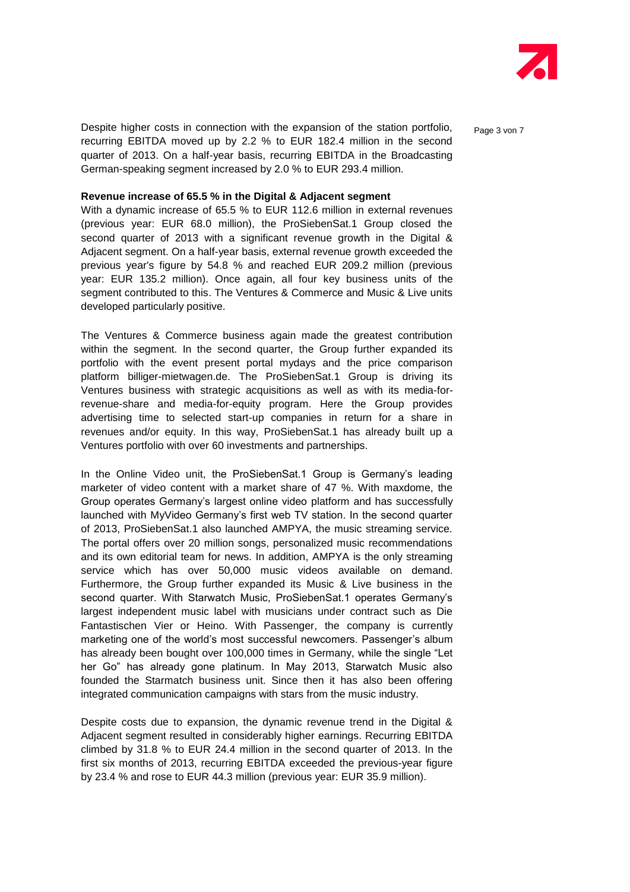Despite higher costs in connection with the expansion of the station portfolio, recurring EBITDA moved up by 2.2 % to EUR 182.4 million in the second quarter of 2013. On a half-year basis, recurring EBITDA in the Broadcasting German-speaking segment increased by 2.0 % to EUR 293.4 million.

**Revenue increase of 65.5 % in the Digital & Adjacent segment**

With a dynamic increase of 65.5 % to EUR 112.6 million in external revenues (previous year: EUR 68.0 million), the ProSiebenSat.1 Group closed the second quarter of 2013 with a significant revenue growth in the Digital & Adjacent segment. On a half-year basis, external revenue growth exceeded the previous year's figure by 54.8 % and reached EUR 209.2 million (previous year: EUR 135.2 million). Once again, all four key business units of the segment contributed to this. The Ventures & Commerce and Music & Live units developed particularly positive.

The Ventures & Commerce business again made the greatest contribution within the segment. In the second quarter, the Group further expanded its portfolio with the event present portal mydays and the price comparison platform billiger-mietwagen.de. The ProSiebenSat.1 Group is driving its Ventures business with strategic acquisitions as well as with its media-for-revenue-share and media-for-equity program. Here the Group provides advertising time to selected start-up companies in return for a share in revenues and/or equity. In this way, ProSiebenSat.1 has already built up a Ventures portfolio with over 60 investments and partnerships.

In the Online Video unit, the ProSiebenSat.1 Group is Germany's leading marketer of video content with a market share of 47 %. With maxdome, the Group operates Germany's largest online video platform and has successfully launched with MyVideo Germany's first web TV station. In the second quarter of 2013, ProSiebenSat.1 also launched AMPYA, the music streaming service. The portal offers over 20 million songs, personalized music recommendations and its own editorial team for news. In addition, AMPYA is the only streaming service which has over 50,000 music videos available on demand. Furthermore, the Group further expanded its Music & Live business in the second quarter. With Starwatch Music, ProSiebenSat.1 operates Germany's largest independent music label with musicians under contract such as Die Fantastischen Vier or Heino. With Passenger, the company is currently marketing one of the world's most successful newcomers. Passenger's album has already been bought over 100,000 times in Germany, while the single "Let her Go" has already gone platinum. In May 2013, Starwatch Music also founded the Starmatch business unit. Since then it has also been offering integrated communication campaigns with stars from the music industry.

Despite costs due to expansion, the dynamic revenue trend in the Digital & Adjacent segment resulted in considerably higher earnings. Recurring EBITDA climbed by 31.8 % to EUR 24.4 million in the second quarter of 2013. In the first six months of 2013, recurring EBITDA exceeded the previous-year figure by 23.4 % and rose to EUR 44.3 million (previous year: EUR 35.9 million).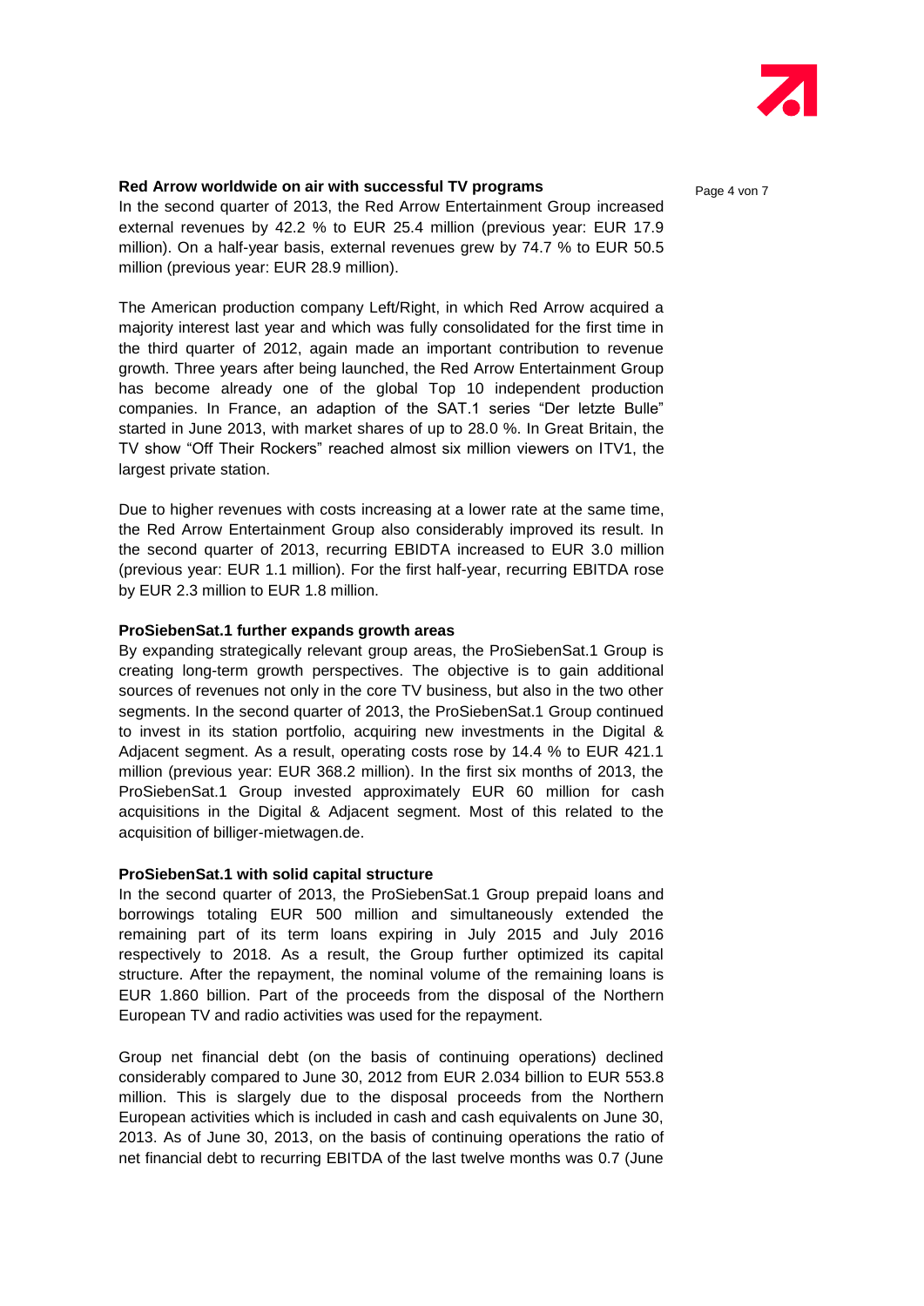**Red Arrow worldwide on air with successful TV programs**

In the second quarter of 2013, the Red Arrow Entertainment Group increased external revenues by 42.2 % to EUR 25.4 million (previous year: EUR 17.9 million). On a half-year basis, external revenues grew by 74.7 % to EUR 50.5 million (previous year: EUR 28.9 million).

The American production company Left/Right, in which Red Arrow acquired a majority interest last year and which was fully consolidated for the first time in the third quarter of 2012, again made an important contribution to revenue growth. Three years after being launched, the Red Arrow Entertainment Group has become already one of the global Top 10 independent production companies. In France, an adaption of the SAT.1 series "Der letzte Bulle" started in June 2013, with market shares of up to 28.0 %. In Great Britain, the TV show "Off Their Rockers" reached almost six million viewers on ITV1, the largest private station.

Due to higher revenues with costs increasing at a lower rate at the same time, the Red Arrow Entertainment Group also considerably improved its result. In the second quarter of 2013, recurring EBIDTA increased to EUR 3.0 million (previous year: EUR 1.1 million). For the first half-year, recurring EBITDA rose by EUR 2.3 million to EUR 1.8 million.

**ProSiebenSat.1 further expands growth areas**

By expanding strategically relevant group areas, the ProSiebenSat.1 Group is creating long-term growth perspectives. The objective is to gain additional sources of revenues not only in the core TV business, but also in the two other segments. In the second quarter of 2013, the ProSiebenSat.1 Group continued to invest in its station portfolio, acquiring new investments in the Digital & Adjacent segment. As a result, operating costs rose by 14.4 % to EUR 421.1 million (previous year: EUR 368.2 million). In the first six months of 2013, the ProSiebenSat.1 Group invested approximately EUR 60 million for cash acquisitions in the Digital & Adjacent segment. Most of this related to the acquisition of billiger-mietwagen.de.

**ProSiebenSat.1 with solid capital structure**

In the second quarter of 2013, the ProSiebenSat.1 Group prepaid loans and borrowings totaling EUR 500 million and simultaneously extended the remaining part of its term loans expiring in July 2015 and July 2016 respectively to 2018. As a result, the Group further optimized its capital structure. After the repayment, the nominal volume of the remaining loans is EUR 1.860 billion. Part of the proceeds from the disposal of the Northern European TV and radio activities was used for the repayment.

Group net financial debt (on the basis of continuing operations) declined considerably compared to June 30, 2012 from EUR 2.034 billion to EUR 553.8 million. This is slargely due to the disposal proceeds from the Northern European activities which is included in cash and cash equivalents on June 30, 2013. As of June 30, 2013, on the basis of continuing operations the ratio of net financial debt to recurring EBITDA of the last twelve months was 0.7 (June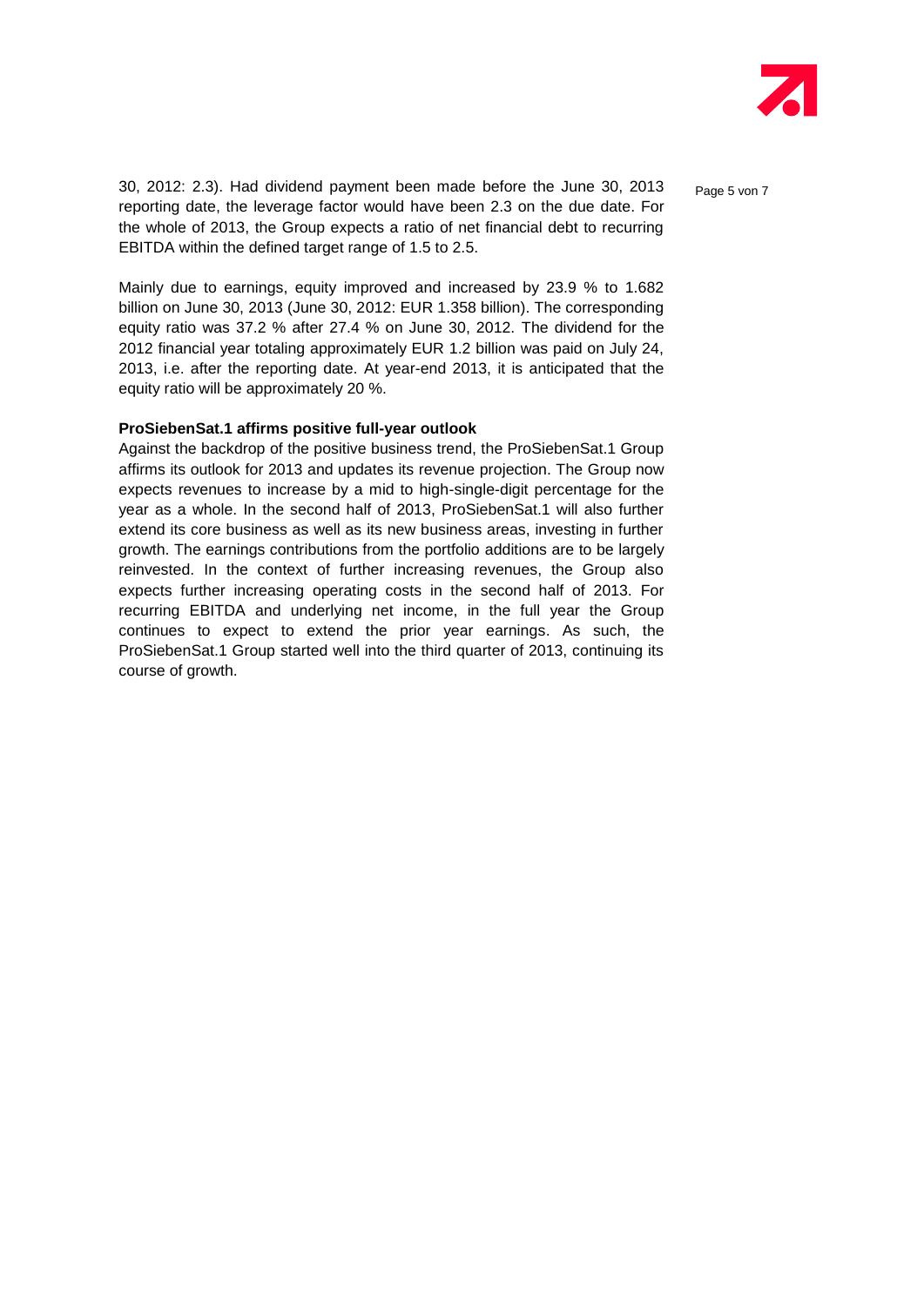30, 2012: 2.3). Had dividend payment been made before the June 30, 2013 reporting date, the leverage factor would have been 2.3 on the due date. For the whole of 2013, the Group expects a ratio of net financial debt to recurring EBITDA within the defined target range of 1.5 to 2.5.

Mainly due to earnings, equity improved and increased by 23.9 % to 1.682 billion on June 30, 2013 (June 30, 2012: EUR 1.358 billion). The corresponding equity ratio was 37.2 % after 27.4 % on June 30, 2012. The dividend for the 2012 financial year totaling approximately EUR 1.2 billion was paid on July 24, 2013, i.e. after the reporting date. At year-end 2013, it is anticipated that the equity ratio will be approximately 20 %.

**ProSiebenSat.1 affirms positive full-year outlook**

Against the backdrop of the positive business trend, the ProSiebenSat.1 Group affirms its outlook for 2013 and updates its revenue projection. The Group now expects revenues to increase by a mid to high-single-digit percentage for the year as a whole. In the second half of 2013, ProSiebenSat.1 will also further extend its core business as well as its new business areas, investing in further growth. The earnings contributions from the portfolio additions are to be largely reinvested. In the context of further increasing revenues, the Group also expects further increasing operating costs in the second half of 2013. For recurring EBITDA and underlying net income, in the full year the Group continues to expect to extend the prior year earnings. As such, the ProSiebenSat.1 Group started well into the third quarter of 2013, continuing its course of growth.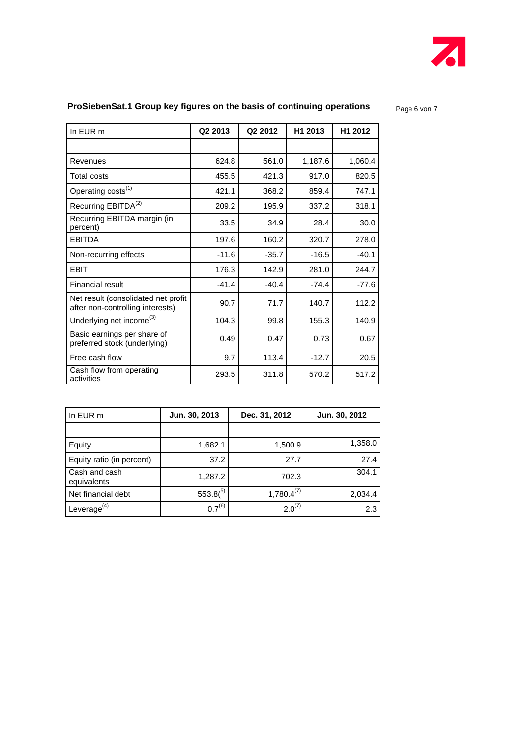## ProSiebenSat.1 Group key figures on the basis of continuing operations

| In EUR m | Q2 2013 | Q2 2012 | H1 2013 | H1 2012 |
|---|---|---|---|---|
| | | | | |
| Revenues | 624.8 | 561.0 | 1,187.6 | 1,060.4 |
| Total costs | 455.5 | 421.3 | 917.0 | 820.5 |
| Operating costs[(1)] | 421.1 | 368.2 | 859.4 | 747.1 |
| Recurring EBITDA[(2)] | 209.2 | 195.9 | 337.2 | 318.1 |
| Recurring EBITDA margin (in percent) | 33.5 | 34.9 | 28.4 | 30.0 |
| EBITDA | 197.6 | 160.2 | 320.7 | 278.0 |
| Non-recurring effects | -11.6 | -35.7 | -16.5 | -40.1 |
| EBIT | 176.3 | 142.9 | 281.0 | 244.7 |
| Financial result | -41.4 | -40.4 | -74.4 | -77.6 |
| Net result (consolidated net profit after non-controlling interests) | 90.7 | 71.7 | 140.7 | 112.2 |
| Underlying net income[(3)] | 104.3 | 99.8 | 155.3 | 140.9 |
| Basic earnings per share of preferred stock (underlying) | 0.49 | 0.47 | 0.73 | 0.67 |
| Free cash flow | 9.7 | 113.4 | -12.7 | 20.5 |
| Cash flow from operating activities | 293.5 | 311.8 | 570.2 | 517.2 |

| In EUR m | Jun. 30, 2013 | Dec. 31, 2012 | Jun. 30, 2012 |
|---|---|---|---|
| | | | |
| Equity | 1,682.1 | 1,500.9 | 1,358.0 |
| Equity ratio (in percent) | 37.2 | 27.7 | 27.4 |
| Cash and cash equivalents | 1,287.2 | 702.3 | 304.1 |
| Net financial debt | 553.8[(5)] | 1,780.4[(7)] | 2,034.4 |
| Leverage[(4)] | 0.7[(6)] | 2.0[(7)] | 2.3 |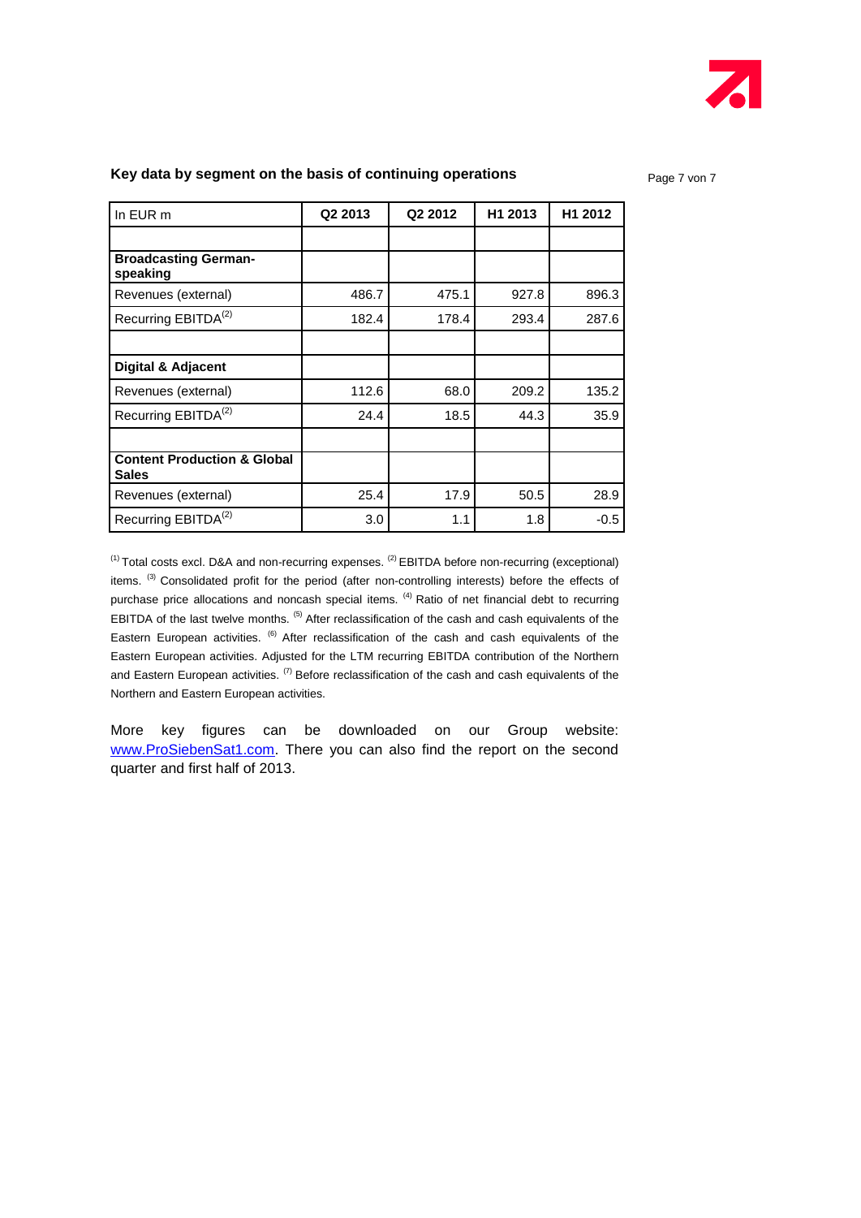## Key data by segment on the basis of continuing operations

| In EUR m | Q2 2013 | Q2 2012 | H1 2013 | H1 2012 |
|---|---|---|---|---|
| | | | | |
| **Broadcasting German-speaking** | | | | |
| Revenues (external) | 486.7 | 475.1 | 927.8 | 896.3 |
| Recurring EBITDA[(2)] | 182.4 | 178.4 | 293.4 | 287.6 |
| | | | | |
| **Digital & Adjacent** | | | | |
| Revenues (external) | 112.6 | 68.0 | 209.2 | 135.2 |
| Recurring EBITDA[(2)] | 24.4 | 18.5 | 44.3 | 35.9 |
| | | | | |
| **Content Production & Global Sales** | | | | |
| Revenues (external) | 25.4 | 17.9 | 50.5 | 28.9 |
| Recurring EBITDA[(2)] | 3.0 | 1.1 | 1.8 | -0.5 |

[(1)] Total costs excl. D&A and non-recurring expenses. [(2)] EBITDA before non-recurring (exceptional) items. [(3)] Consolidated profit for the period (after non-controlling interests) before the effects of purchase price allocations and noncash special items. [(4)] Ratio of net financial debt to recurring EBITDA of the last twelve months. [(5)] After reclassification of the cash and cash equivalents of the Eastern European activities. [(6)] After reclassification of the cash and cash equivalents of the Eastern European activities. Adjusted for the LTM recurring EBITDA contribution of the Northern and Eastern European activities. [(7)] Before reclassification of the cash and cash equivalents of the Northern and Eastern European activities.

More key figures can be downloaded on our Group website: www.ProSiebenSat1.com. There you can also find the report on the second quarter and first half of 2013.